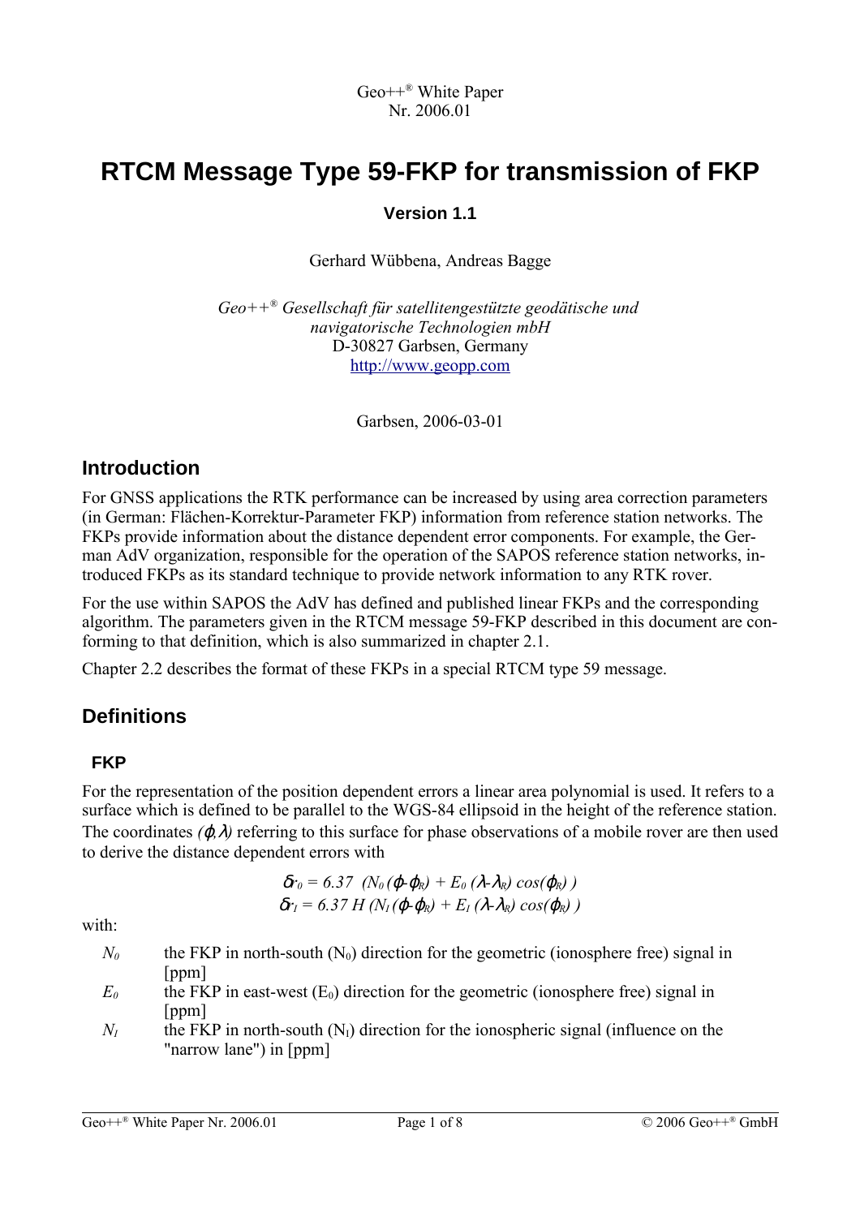Geo++® White Paper
Nr. 2006.01

# RTCM Message Type 59-FKP for transmission of FKP

**Version 1.1**

Gerhard Wübbena, Andreas Bagge

*Geo++® Gesellschaft für satellitengestützte geodätische und navigatorische Technologien mbH*
D-30827 Garbsen, Germany
http://www.geopp.com

Garbsen, 2006-03-01

## Introduction

For GNSS applications the RTK performance can be increased by using area correction parameters (in German: Flächen-Korrektur-Parameter FKP) information from reference station networks. The FKPs provide information about the distance dependent error components. For example, the German AdV organization, responsible for the operation of the SAPOS reference station networks, introduced FKPs as its standard technique to provide network information to any RTK rover.

For the use within SAPOS the AdV has defined and published linear FKPs and the corresponding algorithm. The parameters given in the RTCM message 59-FKP described in this document are conforming to that definition, which is also summarized in chapter 2.1.

Chapter 2.2 describes the format of these FKPs in a special RTCM type 59 message.

## Definitions

### FKP

For the representation of the position dependent errors a linear area polynomial is used. It refers to a surface which is defined to be parallel to the WGS-84 ellipsoid in the height of the reference station. The coordinates $(\varphi,\lambda)$ referring to this surface for phase observations of a mobile rover are then used to derive the distance dependent errors with

$$\delta r_0 = 6.37\ \ (N_0\,(\varphi-\varphi_R) + E_0\,(\lambda-\lambda_R)\,\cos(\varphi_R)\,)$$
$$\delta r_I = 6.37\ H\,(N_I\,(\varphi-\varphi_R) + E_I\,(\lambda-\lambda_R)\,\cos(\varphi_R)\,)$$

with:

- $N_0$ the FKP in north-south ($N_0$) direction for the geometric (ionosphere free) signal in [ppm]
- $E_0$ the FKP in east-west ($E_0$) direction for the geometric (ionosphere free) signal in [ppm]
- $N_I$ the FKP in north-south ($N_I$) direction for the ionospheric signal (influence on the "narrow lane") in [ppm]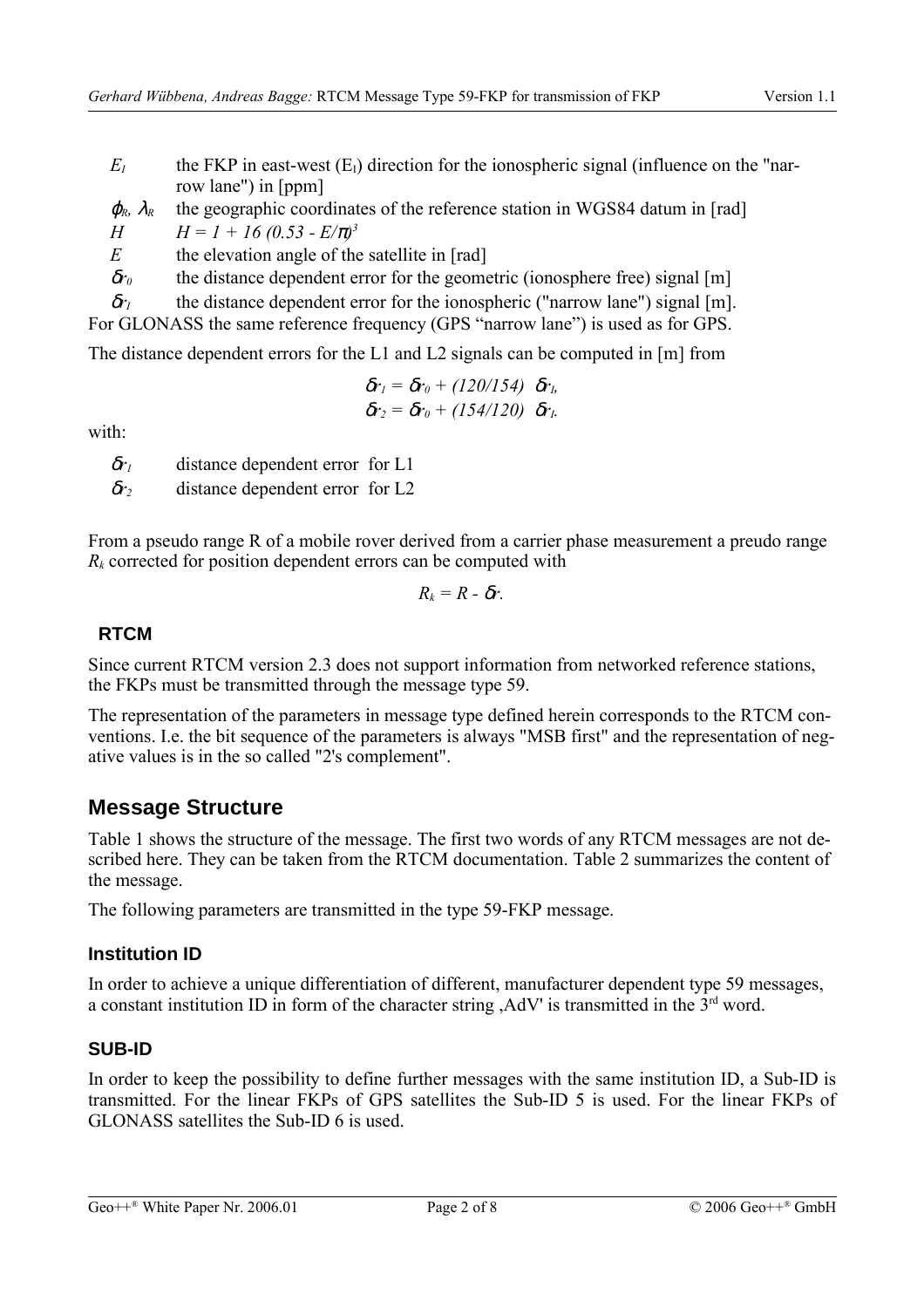$E_I$ the FKP in east-west ($E_I$) direction for the ionospheric signal (influence on the "narrow lane") in [ppm]

$\varphi_R$, $\lambda_R$ the geographic coordinates of the reference station in WGS84 datum in [rad]

$H$ $H = 1 + 16\,(0.53 - E/\pi)^3$

$E$ the elevation angle of the satellite in [rad]

$\delta r_0$ the distance dependent error for the geometric (ionosphere free) signal [m]

$\delta r_I$ the distance dependent error for the ionospheric ("narrow lane") signal [m].

For GLONASS the same reference frequency (GPS "narrow lane") is used as for GPS.

The distance dependent errors for the L1 and L2 signals can be computed in [m] from

$$\delta r_1 = \delta r_0 + (120/154)\ \delta r_I,$$
$$\delta r_2 = \delta r_0 + (154/120)\ \delta r_I.$$

with:

$\delta r_1$ distance dependent error for L1

$\delta r_2$ distance dependent error for L2

From a pseudo range R of a mobile rover derived from a carrier phase measurement a preudo range $R_k$ corrected for position dependent errors can be computed with

$$R_k = R - \delta r.$$

### RTCM

Since current RTCM version 2.3 does not support information from networked reference stations, the FKPs must be transmitted through the message type 59.

The representation of the parameters in message type defined herein corresponds to the RTCM conventions. I.e. the bit sequence of the parameters is always "MSB first" and the representation of negative values is in the so called "2's complement".

## Message Structure

Table 1 shows the structure of the message. The first two words of any RTCM messages are not described here. They can be taken from the RTCM documentation. Table 2 summarizes the content of the message.

The following parameters are transmitted in the type 59-FKP message.

### Institution ID

In order to achieve a unique differentiation of different, manufacturer dependent type 59 messages, a constant institution ID in form of the character string ‚AdV' is transmitted in the 3rd word.

### SUB-ID

In order to keep the possibility to define further messages with the same institution ID, a Sub-ID is transmitted. For the linear FKPs of GPS satellites the Sub-ID 5 is used. For the linear FKPs of GLONASS satellites the Sub-ID 6 is used.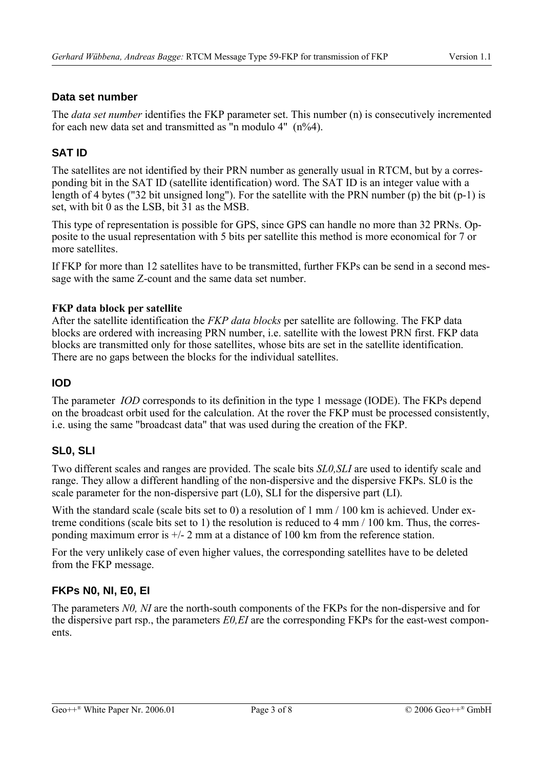## Data set number

The *data set number* identifies the FKP parameter set. This number (n) is consecutively incremented for each new data set and transmitted as "n modulo 4"  (n%4).

## SAT ID

The satellites are not identified by their PRN number as generally usual in RTCM, but by a corresponding bit in the SAT ID (satellite identification) word. The SAT ID is an integer value with a length of 4 bytes ("32 bit unsigned long"). For the satellite with the PRN number (p) the bit (p-1) is set, with bit 0 as the LSB, bit 31 as the MSB.

This type of representation is possible for GPS, since GPS can handle no more than 32 PRNs. Opposite to the usual representation with 5 bits per satellite this method is more economical for 7 or more satellites.

If FKP for more than 12 satellites have to be transmitted, further FKPs can be send in a second message with the same Z-count and the same data set number.

### FKP data block per satellite

After the satellite identification the *FKP data blocks* per satellite are following. The FKP data blocks are ordered with increasing PRN number, i.e. satellite with the lowest PRN first. FKP data blocks are transmitted only for those satellites, whose bits are set in the satellite identification. There are no gaps between the blocks for the individual satellites.

## IOD

The parameter  *IOD* corresponds to its definition in the type 1 message (IODE). The FKPs depend on the broadcast orbit used for the calculation. At the rover the FKP must be processed consistently, i.e. using the same "broadcast data" that was used during the creation of the FKP.

## SL0, SLI

Two different scales and ranges are provided. The scale bits *SL0,SLI* are used to identify scale and range. They allow a different handling of the non-dispersive and the dispersive FKPs. SL0 is the scale parameter for the non-dispersive part (L0), SLI for the dispersive part (LI).

With the standard scale (scale bits set to 0) a resolution of 1 mm / 100 km is achieved. Under extreme conditions (scale bits set to 1) the resolution is reduced to 4 mm / 100 km. Thus, the corresponding maximum error is +/- 2 mm at a distance of 100 km from the reference station.

For the very unlikely case of even higher values, the corresponding satellites have to be deleted from the FKP message.

## FKPs N0, NI, E0, EI

The parameters *N0, NI* are the north-south components of the FKPs for the non-dispersive and for the dispersive part rsp., the parameters *E0,EI* are the corresponding FKPs for the east-west components.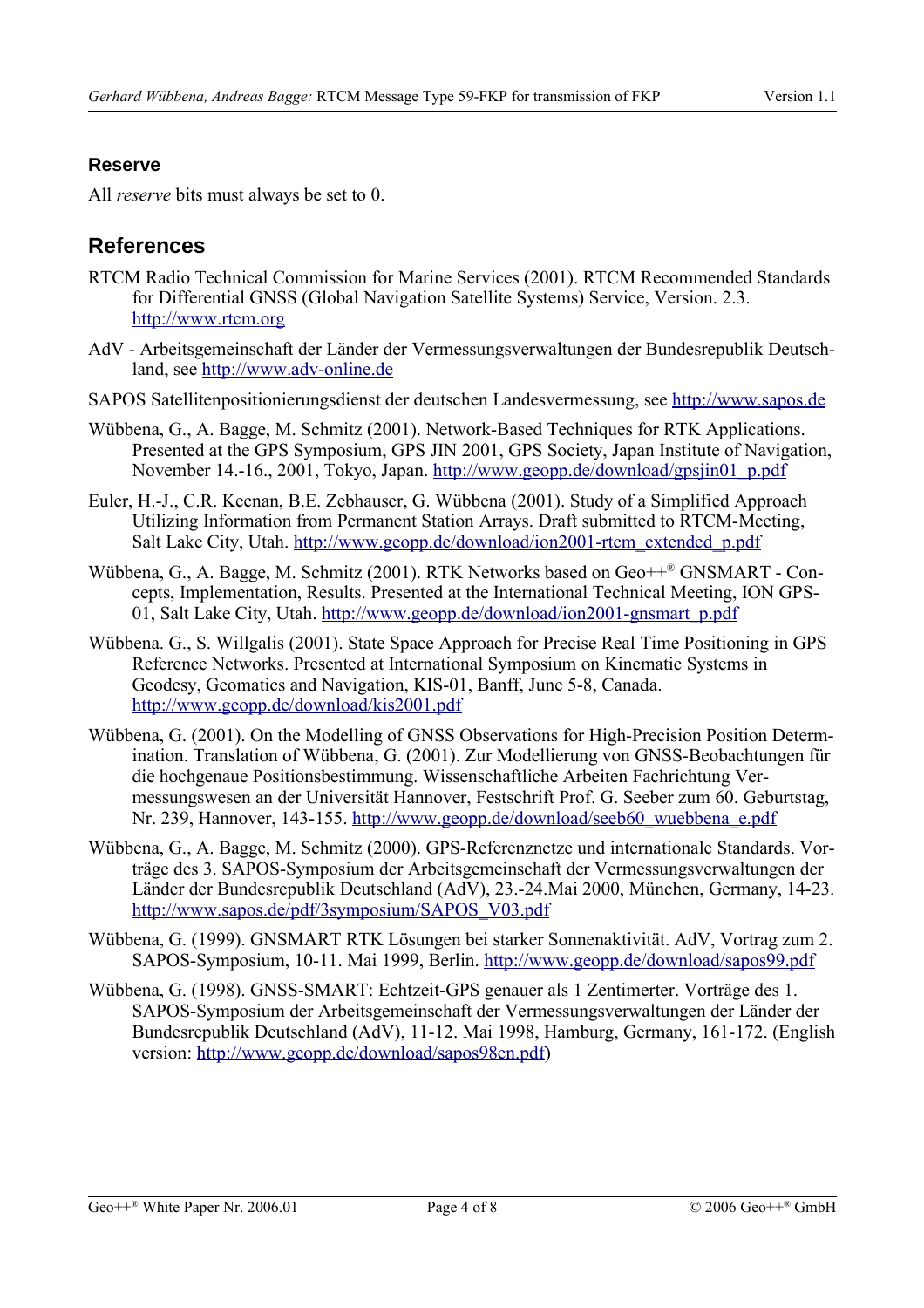### Reserve

All *reserve* bits must always be set to 0.

## References

RTCM Radio Technical Commission for Marine Services (2001). RTCM Recommended Standards for Differential GNSS (Global Navigation Satellite Systems) Service, Version. 2.3. http://www.rtcm.org

AdV - Arbeitsgemeinschaft der Länder der Vermessungsverwaltungen der Bundesrepublik Deutschland, see http://www.adv-online.de

SAPOS Satellitenpositionierungsdienst der deutschen Landesvermessung, see http://www.sapos.de

Wübbena, G., A. Bagge, M. Schmitz (2001). Network-Based Techniques for RTK Applications. Presented at the GPS Symposium, GPS JIN 2001, GPS Society, Japan Institute of Navigation, November 14.-16., 2001, Tokyo, Japan. http://www.geopp.de/download/gpsjin01_p.pdf

Euler, H.-J., C.R. Keenan, B.E. Zebhauser, G. Wübbena (2001). Study of a Simplified Approach Utilizing Information from Permanent Station Arrays. Draft submitted to RTCM-Meeting, Salt Lake City, Utah. http://www.geopp.de/download/ion2001-rtcm_extended_p.pdf

Wübbena, G., A. Bagge, M. Schmitz (2001). RTK Networks based on Geo++® GNSMART - Concepts, Implementation, Results. Presented at the International Technical Meeting, ION GPS-01, Salt Lake City, Utah. http://www.geopp.de/download/ion2001-gnsmart_p.pdf

Wübbena. G., S. Willgalis (2001). State Space Approach for Precise Real Time Positioning in GPS Reference Networks. Presented at International Symposium on Kinematic Systems in Geodesy, Geomatics and Navigation, KIS-01, Banff, June 5-8, Canada. http://www.geopp.de/download/kis2001.pdf

Wübbena, G. (2001). On the Modelling of GNSS Observations for High-Precision Position Determination. Translation of Wübbena, G. (2001). Zur Modellierung von GNSS-Beobachtungen für die hochgenaue Positionsbestimmung. Wissenschaftliche Arbeiten Fachrichtung Vermessungswesen an der Universität Hannover, Festschrift Prof. G. Seeber zum 60. Geburtstag, Nr. 239, Hannover, 143-155. http://www.geopp.de/download/seeb60_wuebbena_e.pdf

Wübbena, G., A. Bagge, M. Schmitz (2000). GPS-Referenznetze und internationale Standards. Vorträge des 3. SAPOS-Symposium der Arbeitsgemeinschaft der Vermessungsverwaltungen der Länder der Bundesrepublik Deutschland (AdV), 23.-24.Mai 2000, München, Germany, 14-23. http://www.sapos.de/pdf/3symposium/SAPOS_V03.pdf

Wübbena, G. (1999). GNSMART RTK Lösungen bei starker Sonnenaktivität. AdV, Vortrag zum 2. SAPOS-Symposium, 10-11. Mai 1999, Berlin. http://www.geopp.de/download/sapos99.pdf

Wübbena, G. (1998). GNSS-SMART: Echtzeit-GPS genauer als 1 Zentimerter. Vorträge des 1. SAPOS-Symposium der Arbeitsgemeinschaft der Vermessungsverwaltungen der Länder der Bundesrepublik Deutschland (AdV), 11-12. Mai 1998, Hamburg, Germany, 161-172. (English version: http://www.geopp.de/download/sapos98en.pdf)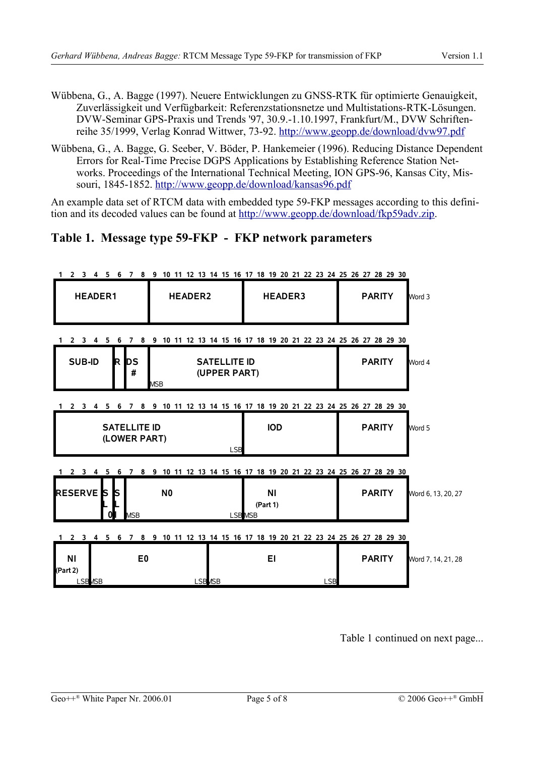Wübbena, G., A. Bagge (1997). Neuere Entwicklungen zu GNSS-RTK für optimierte Genauigkeit, Zuverlässigkeit und Verfügbarkeit: Referenzstationsnetze und Multistations-RTK-Lösungen. DVW-Seminar GPS-Praxis und Trends '97, 30.9.-1.10.1997, Frankfurt/M., DVW Schriftenreihe 35/1999, Verlag Konrad Wittwer, 73-92. http://www.geopp.de/download/dvw97.pdf

Wübbena, G., A. Bagge, G. Seeber, V. Böder, P. Hankemeier (1996). Reducing Distance Dependent Errors for Real-Time Precise DGPS Applications by Establishing Reference Station Networks. Proceedings of the International Technical Meeting, ION GPS-96, Kansas City, Missouri, 1845-1852. http://www.geopp.de/download/kansas96.pdf

An example data set of RTCM data with embedded type 59-FKP messages according to this definition and its decoded values can be found at http://www.geopp.de/download/fkp59adv.zip.

## Table 1. Message type 59-FKP - FKP network parameters

| Word | Bits 1–8 | Bits 9–16 | Bits 17–24 | Bits 25–30 |
|---|---|---|---|---|
| Word 3 | HEADER1 (1–8) | HEADER2 (9–16) | HEADER3 (17–24) | PARITY |
| Word 4 | SUB-ID (1–5), R (6), DS # (7–8) | SATELLITE ID (UPPER PART) (9–24, MSB at 9) | | PARITY |
| Word 5 | SATELLITE ID (LOWER PART) (1–16, LSB at 16) | | IOD (17–24) | PARITY |
| Word 6, 13, 20, 27 | RESERVE (1–4), SL 0 (5), SL 1 (6), N0 (7–16, MSB at 7, LSB at 16) | | NI (Part 1) (17–24, MSB at 17) | PARITY |
| Word 7, 14, 21, 28 | NI (Part 2) (1–3, LSB at 3), E0 (4–13, MSB at 4, LSB at 13) | EI (14–24, MSB at 14, LSB at 24) | | PARITY |

Table 1 continued on next page...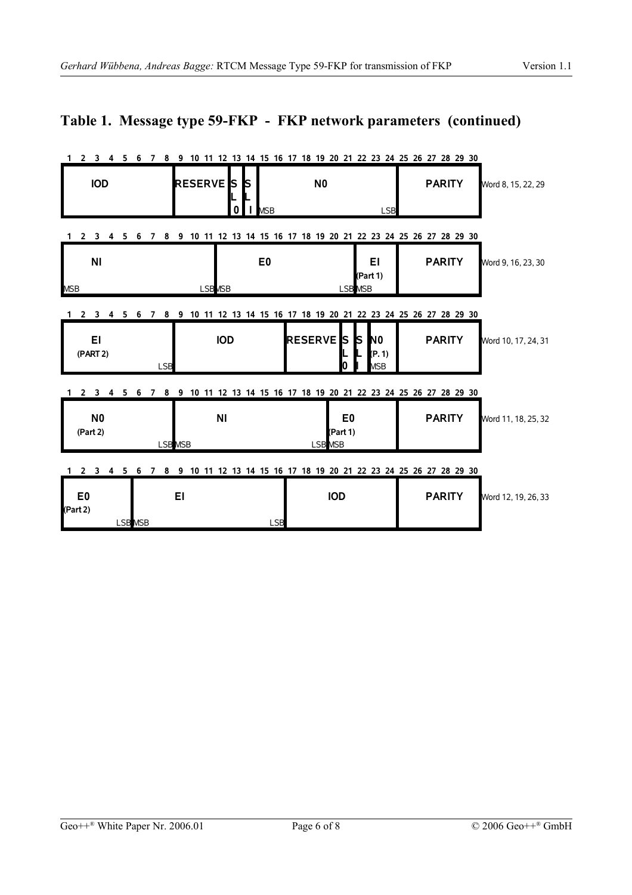## Table 1. Message type 59-FKP - FKP network parameters (continued)

**Word 8, 15, 22, 29**

| Bits | 1–8 | 9–12 | 13 | 14 | 15–24 | 25–30 |
|---|---|---|---|---|---|---|
| Field | IOD | RESERVE | SL0 | SLI | N0 (MSB … LSB) | PARITY |

**Word 9, 16, 23, 30**

| Bits | 1–11 | 12–21 | 22–24 | 25–30 |
|---|---|---|---|---|
| Field | NI (MSB … LSB) | E0 (MSB … LSB) | EI (Part 1) (MSB) | PARITY |

**Word 10, 17, 24, 31**

| Bits | 1–8 | 9–16 | 17–20 | 21 | 22 | 23–24 | 25–30 |
|---|---|---|---|---|---|---|---|
| Field | EI (PART 2) (LSB) | IOD | RESERVE | SL0 | SLI | N0 (P. 1) (MSB) | PARITY |

**Word 11, 18, 25, 32**

| Bits | 1–8 | 9–19 | 20–24 | 25–30 |
|---|---|---|---|---|
| Field | N0 (Part 2) (LSB) | NI (MSB … LSB) | E0 (Part 1) (MSB) | PARITY |

**Word 12, 19, 26, 33**

| Bits | 1–5 | 6–16 | 17–24 | 25–30 |
|---|---|---|---|---|
| Field | E0 (Part 2) (LSB) | EI (MSB … LSB) | IOD | PARITY |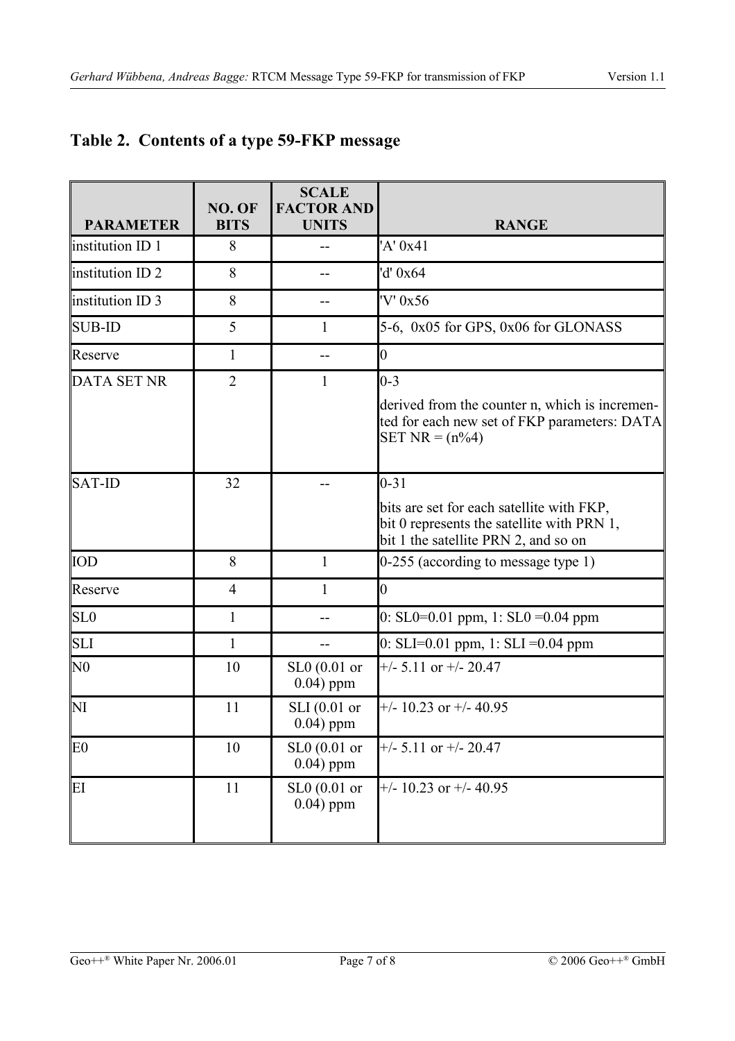## Table 2. Contents of a type 59-FKP message

| PARAMETER | NO. OF BITS | SCALE FACTOR AND UNITS | RANGE |
|---|---|---|---|
| institution ID 1 | 8 | -- | 'A' 0x41 |
| institution ID 2 | 8 | -- | 'd' 0x64 |
| institution ID 3 | 8 | -- | 'V' 0x56 |
| SUB-ID | 5 | 1 | 5-6, 0x05 for GPS, 0x06 for GLONASS |
| Reserve | 1 | -- | 0 |
| DATA SET NR | 2 | 1 | 0-3<br>derived from the counter n, which is incremented for each new set of FKP parameters: DATA SET NR = (n%4) |
| SAT-ID | 32 | -- | 0-31<br>bits are set for each satellite with FKP, bit 0 represents the satellite with PRN 1, bit 1 the satellite PRN 2, and so on |
| IOD | 8 | 1 | 0-255 (according to message type 1) |
| Reserve | 4 | 1 | 0 |
| SL0 | 1 | -- | 0: SL0=0.01 ppm, 1: SL0 =0.04 ppm |
| SLI | 1 | -- | 0: SLI=0.01 ppm, 1: SLI =0.04 ppm |
| N0 | 10 | SL0 (0.01 or 0.04) ppm | +/- 5.11 or +/- 20.47 |
| NI | 11 | SLI (0.01 or 0.04) ppm | +/- 10.23 or +/- 40.95 |
| E0 | 10 | SL0 (0.01 or 0.04) ppm | +/- 5.11 or +/- 20.47 |
| EI | 11 | SL0 (0.01 or 0.04) ppm | +/- 10.23 or +/- 40.95 |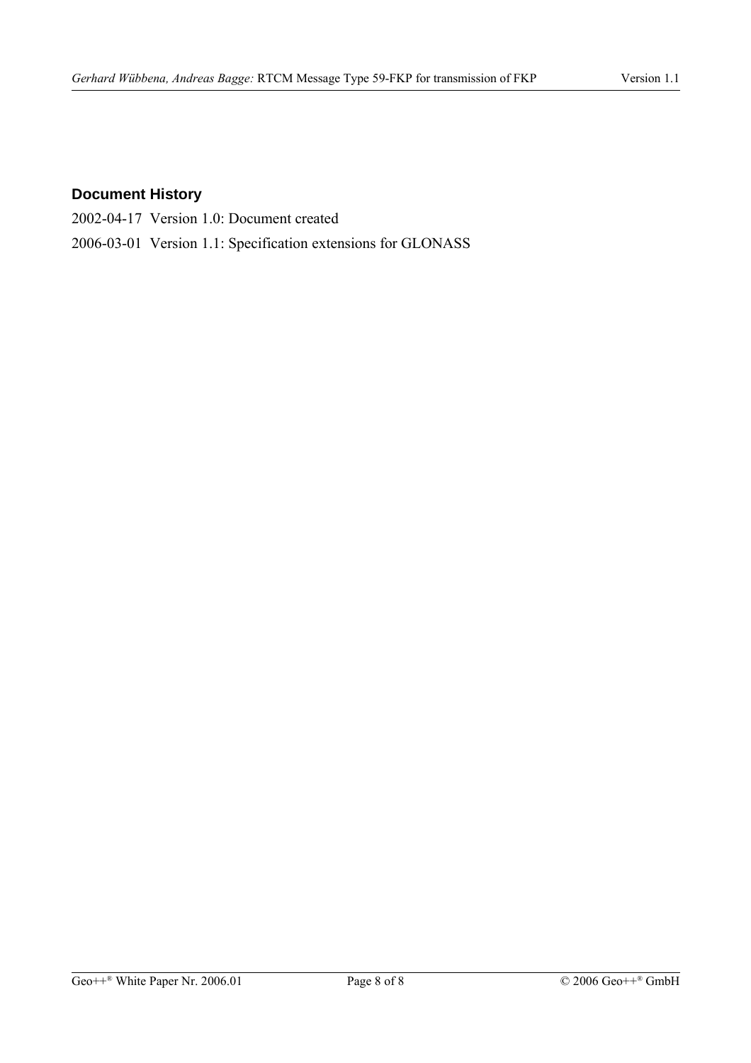## Document History

2002-04-17 Version 1.0: Document created

2006-03-01 Version 1.1: Specification extensions for GLONASS